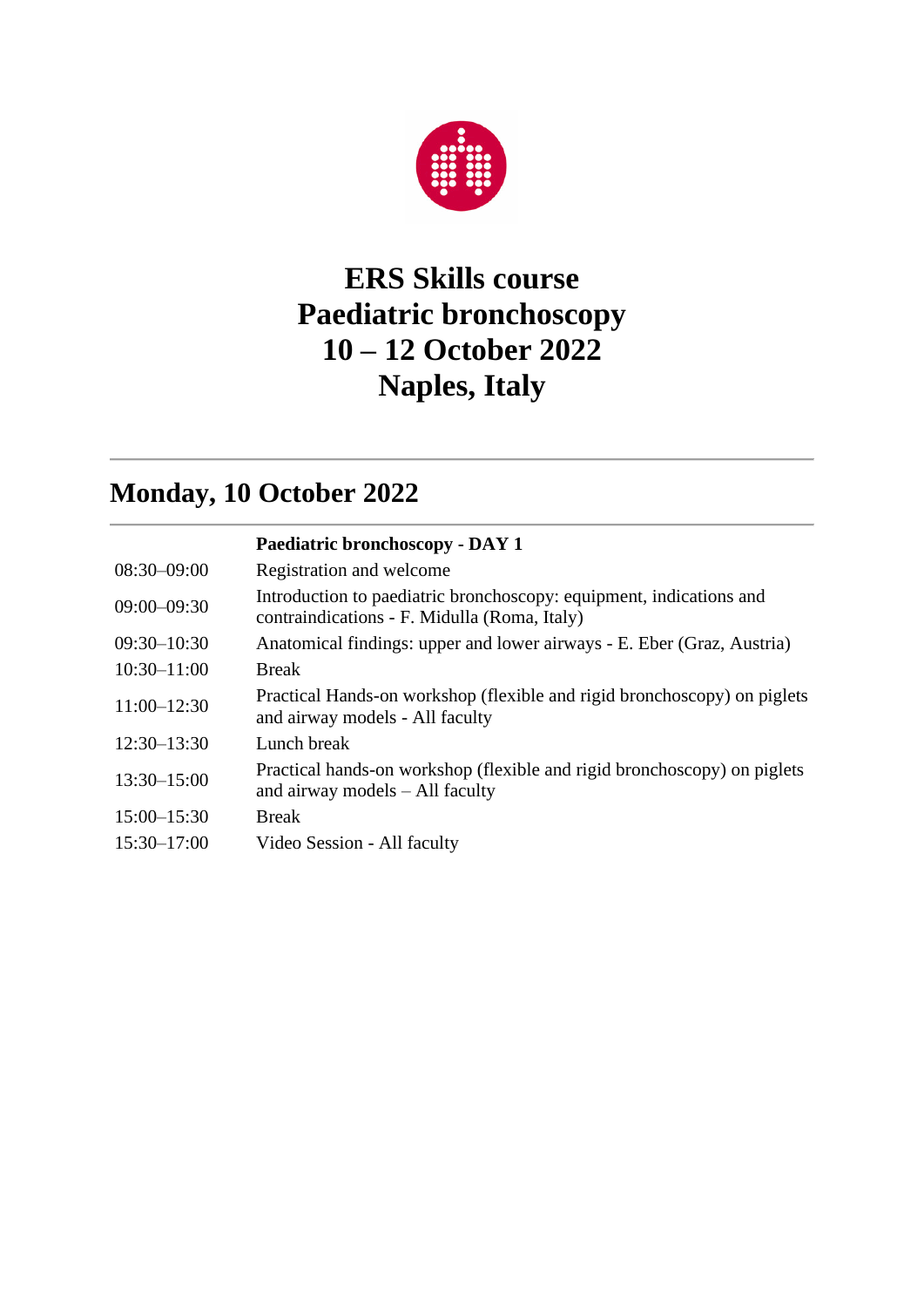# ERS Skills course
# Paediatric bronchoscopy
# 10 – 12 October 2022
# Naples, Italy

## Monday, 10 October 2022

| | **Paediatric bronchoscopy - DAY 1** |
|---|---|
| 08:30–09:00 | Registration and welcome |
| 09:00–09:30 | Introduction to paediatric bronchoscopy: equipment, indications and contraindications - F. Midulla (Roma, Italy) |
| 09:30–10:30 | Anatomical findings: upper and lower airways - E. Eber (Graz, Austria) |
| 10:30–11:00 | Break |
| 11:00–12:30 | Practical Hands-on workshop (flexible and rigid bronchoscopy) on piglets and airway models - All faculty |
| 12:30–13:30 | Lunch break |
| 13:30–15:00 | Practical hands-on workshop (flexible and rigid bronchoscopy) on piglets and airway models – All faculty |
| 15:00–15:30 | Break |
| 15:30–17:00 | Video Session - All faculty |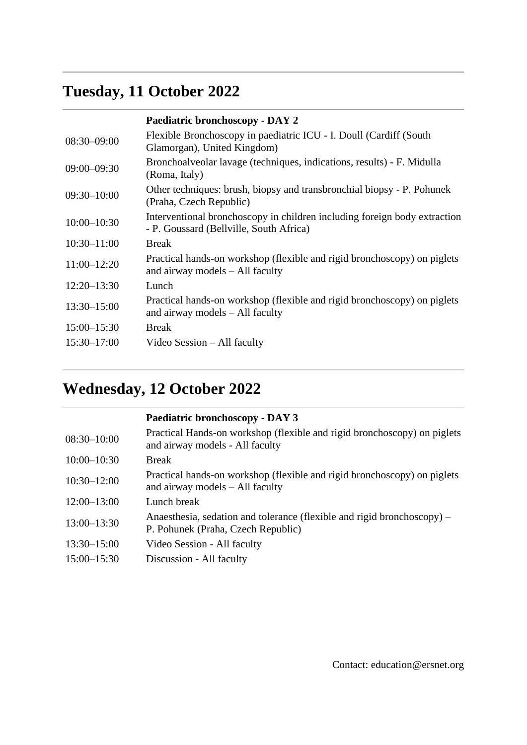## Tuesday, 11 October 2022

| | |
|---|---|
| | **Paediatric bronchoscopy - DAY 2** |
| 08:30–09:00 | Flexible Bronchoscopy in paediatric ICU - I. Doull (Cardiff (South Glamorgan), United Kingdom) |
| 09:00–09:30 | Bronchoalveolar lavage (techniques, indications, results) - F. Midulla (Roma, Italy) |
| 09:30–10:00 | Other techniques: brush, biopsy and transbronchial biopsy - P. Pohunek (Praha, Czech Republic) |
| 10:00–10:30 | Interventional bronchoscopy in children including foreign body extraction - P. Goussard (Bellville, South Africa) |
| 10:30–11:00 | Break |
| 11:00–12:20 | Practical hands-on workshop (flexible and rigid bronchoscopy) on piglets and airway models – All faculty |
| 12:20–13:30 | Lunch |
| 13:30–15:00 | Practical hands-on workshop (flexible and rigid bronchoscopy) on piglets and airway models – All faculty |
| 15:00–15:30 | Break |
| 15:30–17:00 | Video Session – All faculty |

## Wednesday, 12 October 2022

| | |
|---|---|
| | **Paediatric bronchoscopy - DAY 3** |
| 08:30–10:00 | Practical Hands-on workshop (flexible and rigid bronchoscopy) on piglets and airway models - All faculty |
| 10:00–10:30 | Break |
| 10:30–12:00 | Practical hands-on workshop (flexible and rigid bronchoscopy) on piglets and airway models – All faculty |
| 12:00–13:00 | Lunch break |
| 13:00–13:30 | Anaesthesia, sedation and tolerance (flexible and rigid bronchoscopy) – P. Pohunek (Praha, Czech Republic) |
| 13:30–15:00 | Video Session - All faculty |
| 15:00–15:30 | Discussion - All faculty |

Contact: education@ersnet.org